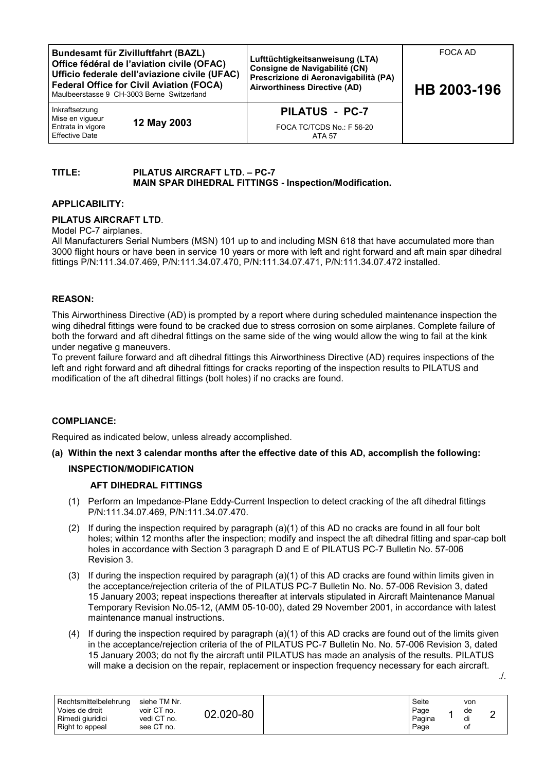| Bundesamt für Zivilluftfahrt (BAZL)<br>Office fédéral de l'aviation civile (OFAC)<br>Ufficio federale dell'aviazione civile (UFAC)<br>Federal Office for Civil Aviation (FOCA)<br>Maulbeerstasse 9 CH-3003 Berne Switzerland | | Lufttüchtigkeitsanweisung (LTA)<br>Consigne de Navigabilité (CN)<br>Prescrizione di Aeronavigabilità (PA)<br>Airworthiness Directive (AD) | FOCA AD<br><br>**HB 2003-196** |
|---|---|---|---|
| Inkraftsetzung<br>Mise en vigueur<br>Entrata in vigore<br>Effective Date | **12 May 2003** | **PILATUS - PC-7**<br>FOCA TC/TCDS No.: F 56-20<br>ATA 57 | |

**TITLE:** **PILATUS AIRCRAFT LTD. – PC-7**
**MAIN SPAR DIHEDRAL FITTINGS - Inspection/Modification.**

**APPLICABILITY:**

**PILATUS AIRCRAFT LTD**.

Model PC-7 airplanes.

All Manufacturers Serial Numbers (MSN) 101 up to and including MSN 618 that have accumulated more than 3000 flight hours or have been in service 10 years or more with left and right forward and aft main spar dihedral fittings P/N:111.34.07.469, P/N:111.34.07.470, P/N:111.34.07.471, P/N:111.34.07.472 installed.

**REASON:**

This Airworthiness Directive (AD) is prompted by a report where during scheduled maintenance inspection the wing dihedral fittings were found to be cracked due to stress corrosion on some airplanes. Complete failure of both the forward and aft dihedral fittings on the same side of the wing would allow the wing to fail at the kink under negative g maneuvers.

To prevent failure forward and aft dihedral fittings this Airworthiness Directive (AD) requires inspections of the left and right forward and aft dihedral fittings for cracks reporting of the inspection results to PILATUS and modification of the aft dihedral fittings (bolt holes) if no cracks are found.

**COMPLIANCE:**

Required as indicated below, unless already accomplished.

**(a) Within the next 3 calendar months after the effective date of this AD, accomplish the following:**

**INSPECTION/MODIFICATION**

**AFT DIHEDRAL FITTINGS**

(1) Perform an Impedance-Plane Eddy-Current Inspection to detect cracking of the aft dihedral fittings P/N:111.34.07.469, P/N:111.34.07.470.

(2) If during the inspection required by paragraph (a)(1) of this AD no cracks are found in all four bolt holes; within 12 months after the inspection; modify and inspect the aft dihedral fitting and spar-cap bolt holes in accordance with Section 3 paragraph D and E of PILATUS PC-7 Bulletin No. 57-006 Revision 3.

(3) If during the inspection required by paragraph (a)(1) of this AD cracks are found within limits given in the acceptance/rejection criteria of the of PILATUS PC-7 Bulletin No. No. 57-006 Revision 3, dated 15 January 2003; repeat inspections thereafter at intervals stipulated in Aircraft Maintenance Manual Temporary Revision No.05-12, (AMM 05-10-00), dated 29 November 2001, in accordance with latest maintenance manual instructions.

(4) If during the inspection required by paragraph (a)(1) of this AD cracks are found out of the limits given in the acceptance/rejection criteria of the of PILATUS PC-7 Bulletin No. No. 57-006 Revision 3, dated 15 January 2003; do not fly the aircraft until PILATUS has made an analysis of the results. PILATUS will make a decision on the repair, replacement or inspection frequency necessary for each aircraft.

./.

| Rechtsmittelbelehrung<br>Voies de droit<br>Rimedi giuridici<br>Right to appeal | siehe TM Nr.<br>voir CT no.<br>vedi CT no.<br>see CT no. | 02.020-80 |
|---|---|---|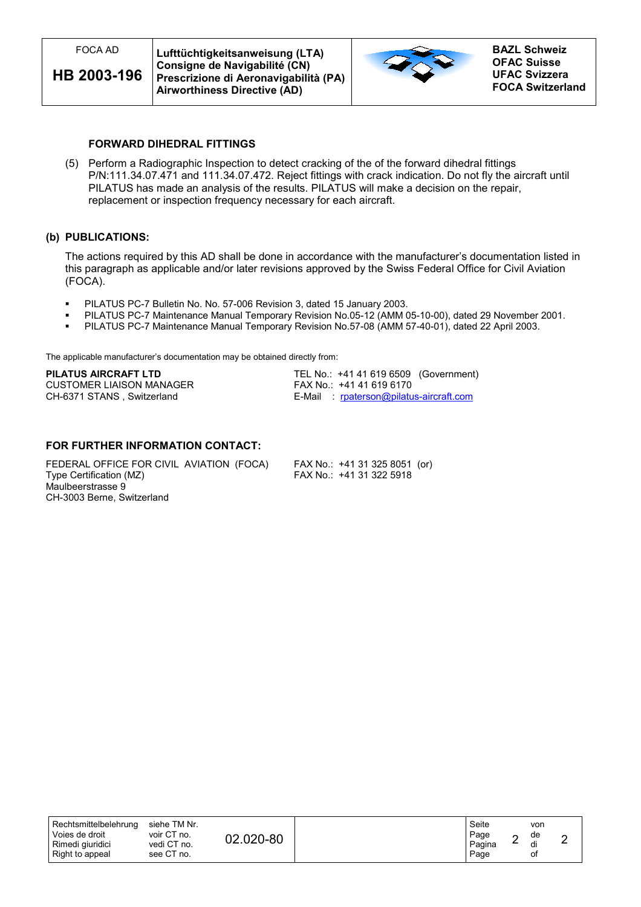**FORWARD DIHEDRAL FITTINGS**

(5) Perform a Radiographic Inspection to detect cracking of the of the forward dihedral fittings P/N:111.34.07.471 and 111.34.07.472. Reject fittings with crack indication. Do not fly the aircraft until PILATUS has made an analysis of the results. PILATUS will make a decision on the repair, replacement or inspection frequency necessary for each aircraft.

**(b) PUBLICATIONS:**

The actions required by this AD shall be done in accordance with the manufacturer's documentation listed in this paragraph as applicable and/or later revisions approved by the Swiss Federal Office for Civil Aviation (FOCA).

- PILATUS PC-7 Bulletin No. No. 57-006 Revision 3, dated 15 January 2003.
- PILATUS PC-7 Maintenance Manual Temporary Revision No.05-12 (AMM 05-10-00), dated 29 November 2001.
- PILATUS PC-7 Maintenance Manual Temporary Revision No.57-08 (AMM 57-40-01), dated 22 April 2003.

The applicable manufacturer's documentation may be obtained directly from:

**PILATUS AIRCRAFT LTD**
CUSTOMER LIAISON MANAGER
CH-6371 STANS , Switzerland

TEL No.: +41 41 619 6509 (Government)
FAX No.: +41 41 619 6170
E-Mail : rpaterson@pilatus-aircraft.com

**FOR FURTHER INFORMATION CONTACT:**

FEDERAL OFFICE FOR CIVIL AVIATION (FOCA)
Type Certification (MZ)
Maulbeerstrasse 9
CH-3003 Berne, Switzerland

FAX No.: +41 31 325 8051 (or)
FAX No.: +41 31 322 5918

| | | |
|---|---|---|
| Rechtsmittelbelehrung<br>Voies de droit<br>Rimedi giuridici<br>Right to appeal | siehe TM Nr.<br>voir CT no.<br>vedi CT no.<br>see CT no. | 02.020-80 |